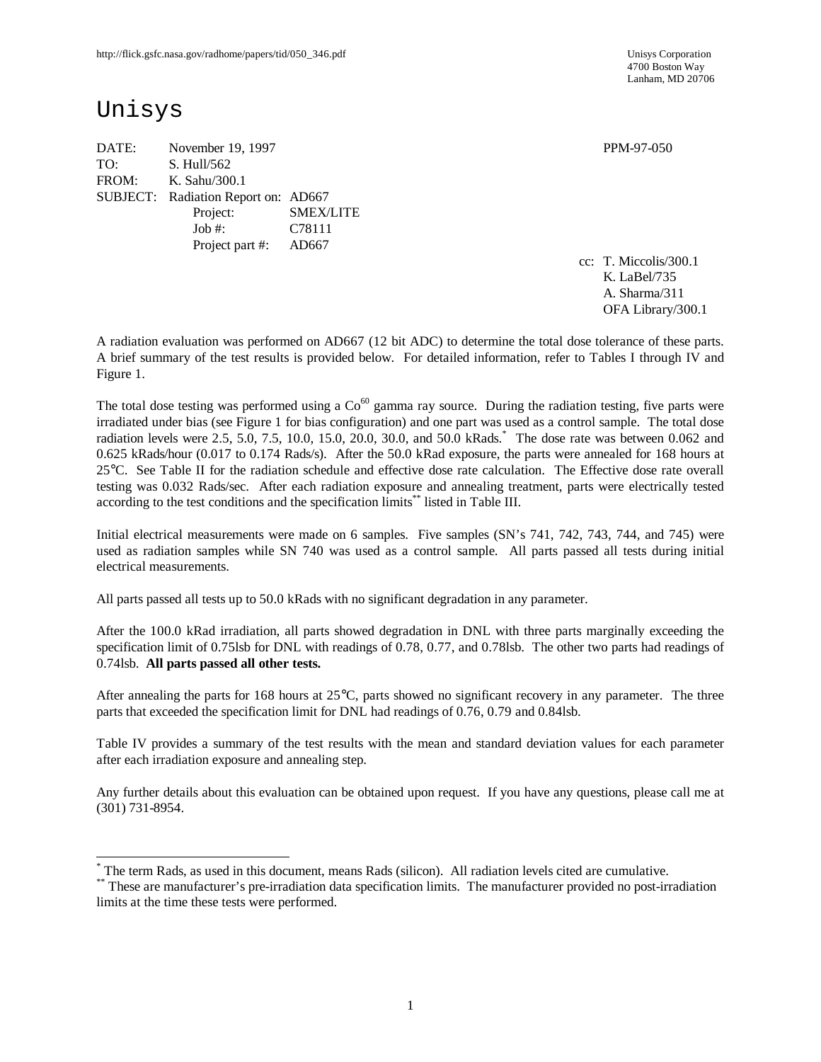http://flick.gsfc.nasa.gov/radhome/papers/tid/050_346.pdf

Unisys Corporation
4700 Boston Way
Lanham, MD 20706

# Unisys

DATE: November 19, 1997 PPM-97-050

TO: S. Hull/562

FROM: K. Sahu/300.1

SUBJECT: Radiation Report on: AD667

Project: SMEX/LITE

Job #: C78111

Project part #: AD667

cc: T. Miccolis/300.1
K. LaBel/735
A. Sharma/311
OFA Library/300.1

A radiation evaluation was performed on AD667 (12 bit ADC) to determine the total dose tolerance of these parts. A brief summary of the test results is provided below. For detailed information, refer to Tables I through IV and Figure 1.

The total dose testing was performed using a $Co^{60}$ gamma ray source. During the radiation testing, five parts were irradiated under bias (see Figure 1 for bias configuration) and one part was used as a control sample. The total dose radiation levels were 2.5, 5.0, 7.5, 10.0, 15.0, 20.0, 30.0, and 50.0 kRads.* The dose rate was between 0.062 and 0.625 kRads/hour (0.017 to 0.174 Rads/s). After the 50.0 kRad exposure, the parts were annealed for 168 hours at 25°C. See Table II for the radiation schedule and effective dose rate calculation. The Effective dose rate overall testing was 0.032 Rads/sec. After each radiation exposure and annealing treatment, parts were electrically tested according to the test conditions and the specification limits** listed in Table III.

Initial electrical measurements were made on 6 samples. Five samples (SN's 741, 742, 743, 744, and 745) were used as radiation samples while SN 740 was used as a control sample. All parts passed all tests during initial electrical measurements.

All parts passed all tests up to 50.0 kRads with no significant degradation in any parameter.

After the 100.0 kRad irradiation, all parts showed degradation in DNL with three parts marginally exceeding the specification limit of 0.75lsb for DNL with readings of 0.78, 0.77, and 0.78lsb. The other two parts had readings of 0.74lsb. **All parts passed all other tests.**

After annealing the parts for 168 hours at 25°C, parts showed no significant recovery in any parameter. The three parts that exceeded the specification limit for DNL had readings of 0.76, 0.79 and 0.84lsb.

Table IV provides a summary of the test results with the mean and standard deviation values for each parameter after each irradiation exposure and annealing step.

Any further details about this evaluation can be obtained upon request. If you have any questions, please call me at (301) 731-8954.

---

* The term Rads, as used in this document, means Rads (silicon). All radiation levels cited are cumulative.

** These are manufacturer's pre-irradiation data specification limits. The manufacturer provided no post-irradiation limits at the time these tests were performed.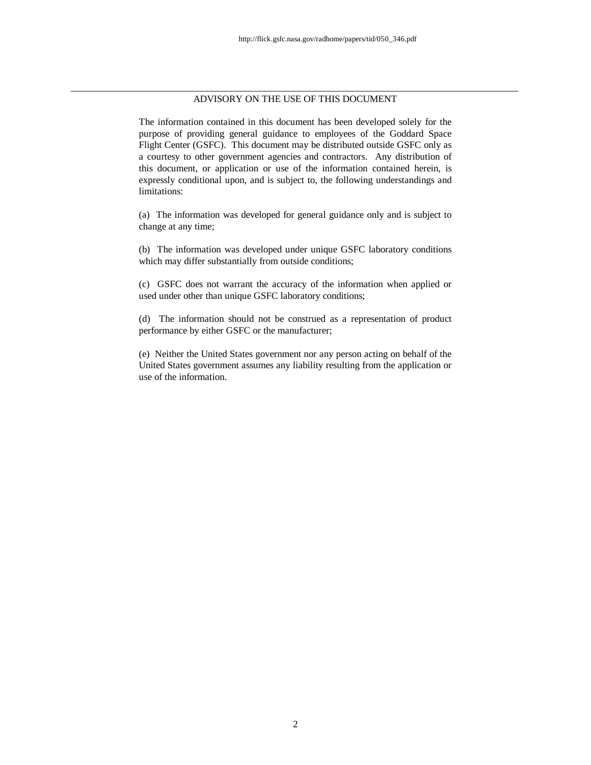## ADVISORY ON THE USE OF THIS DOCUMENT

The information contained in this document has been developed solely for the purpose of providing general guidance to employees of the Goddard Space Flight Center (GSFC). This document may be distributed outside GSFC only as a courtesy to other government agencies and contractors. Any distribution of this document, or application or use of the information contained herein, is expressly conditional upon, and is subject to, the following understandings and limitations:

(a) The information was developed for general guidance only and is subject to change at any time;

(b) The information was developed under unique GSFC laboratory conditions which may differ substantially from outside conditions;

(c) GSFC does not warrant the accuracy of the information when applied or used under other than unique GSFC laboratory conditions;

(d) The information should not be construed as a representation of product performance by either GSFC or the manufacturer;

(e) Neither the United States government nor any person acting on behalf of the United States government assumes any liability resulting from the application or use of the information.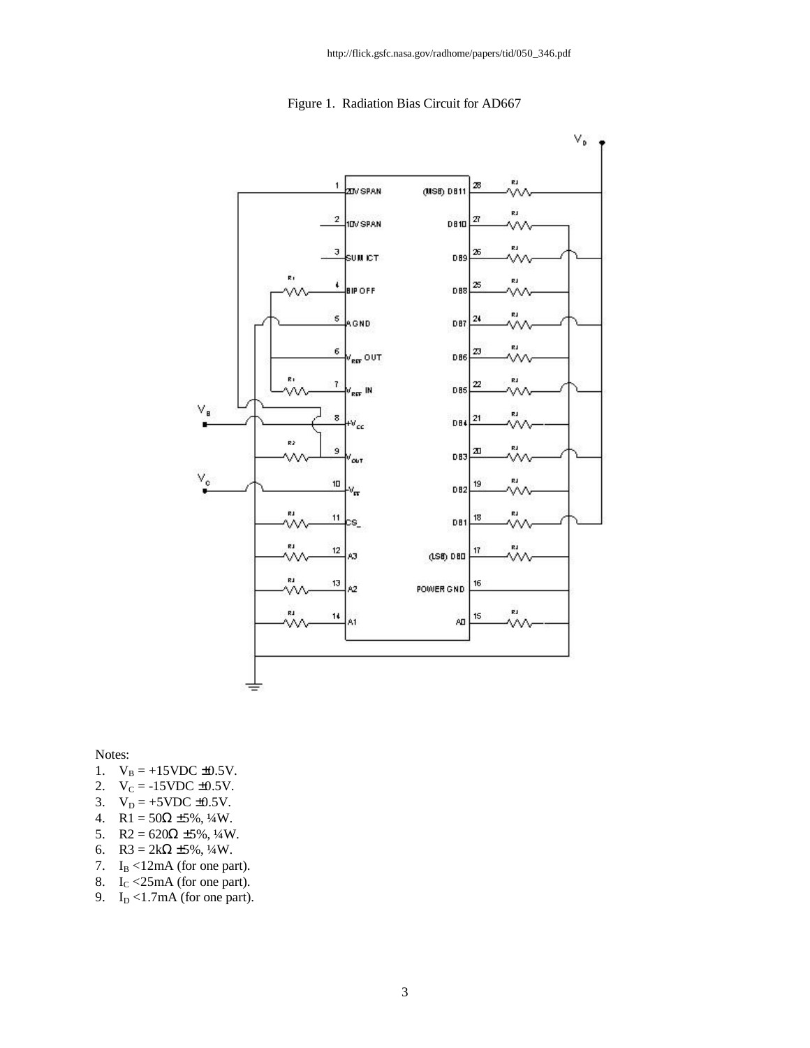http://flick.gsfc.nasa.gov/radhome/papers/tid/050_346.pdf

Figure 1. Radiation Bias Circuit for AD667

Notes:

1. $V_B$ = +15VDC ±0.5V.
2. $V_C$ = -15VDC ±0.5V.
3. $V_D$ = +5VDC ±0.5V.
4. R1 = 50Ω ±5%, ¼W.
5. R2 = 620Ω ±5%, ¼W.
6. R3 = 2kΩ ±5%, ¼W.
7. $I_B$ <12mA (for one part).
8. $I_C$ <25mA (for one part).
9. $I_D$ <1.7mA (for one part).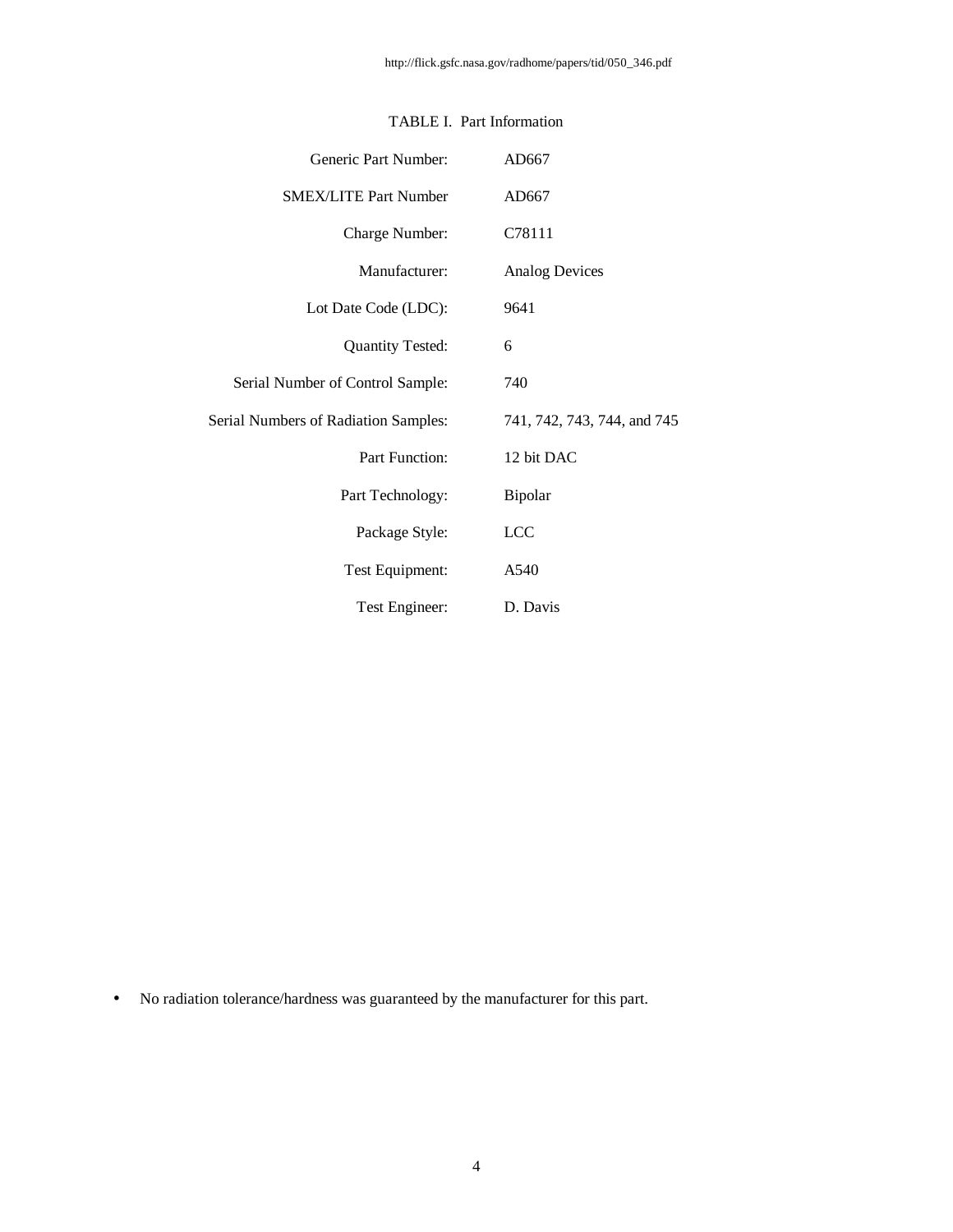TABLE I. Part Information

| | |
|---|---|
| Generic Part Number: | AD667 |
| SMEX/LITE Part Number | AD667 |
| Charge Number: | C78111 |
| Manufacturer: | Analog Devices |
| Lot Date Code (LDC): | 9641 |
| Quantity Tested: | 6 |
| Serial Number of Control Sample: | 740 |
| Serial Numbers of Radiation Samples: | 741, 742, 743, 744, and 745 |
| Part Function: | 12 bit DAC |
| Part Technology: | Bipolar |
| Package Style: | LCC |
| Test Equipment: | A540 |
| Test Engineer: | D. Davis |

- No radiation tolerance/hardness was guaranteed by the manufacturer for this part.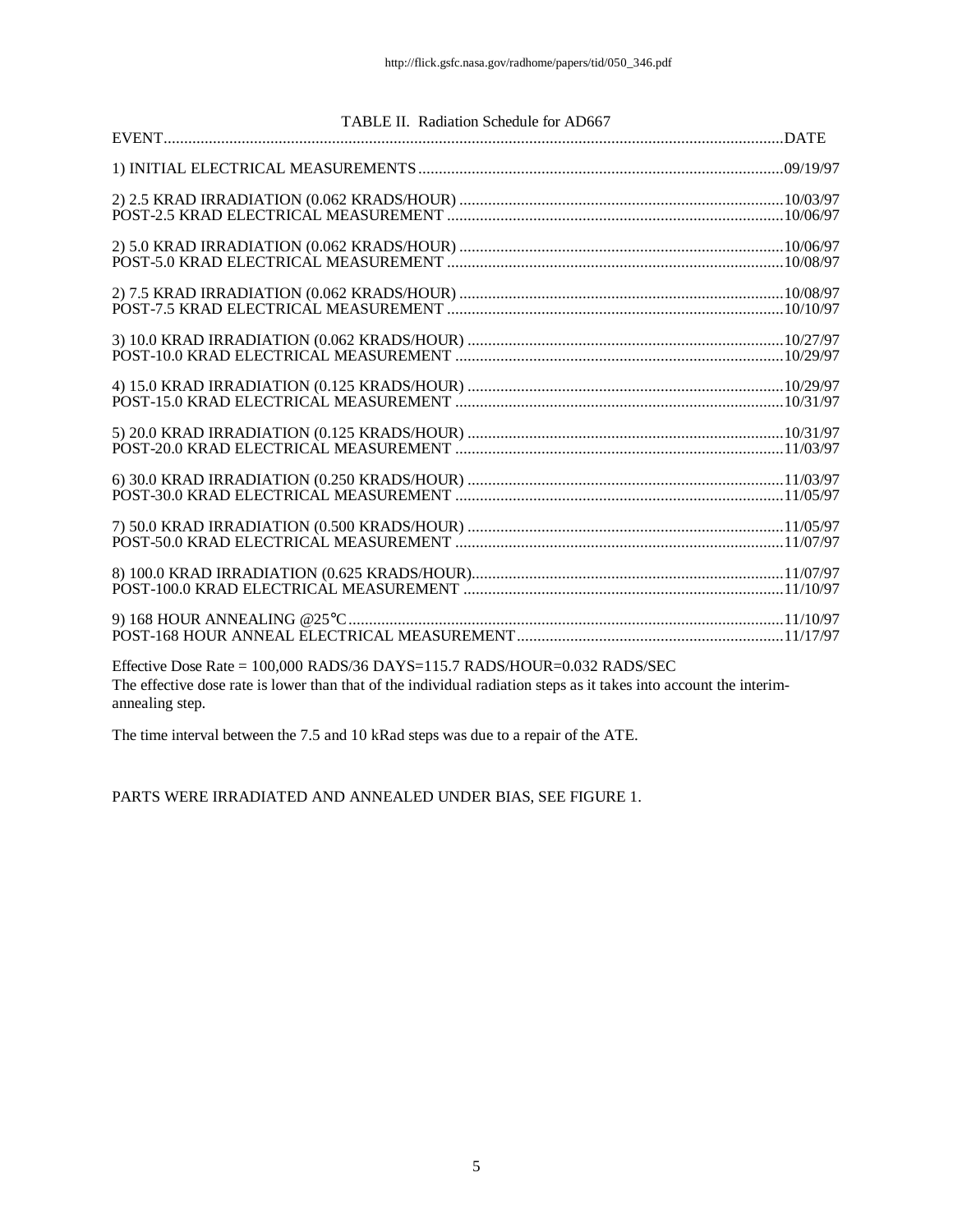TABLE II. Radiation Schedule for AD667

| EVENT | DATE |
|---|---|
| 1) INITIAL ELECTRICAL MEASUREMENTS | 09/19/97 |
| 2) 2.5 KRAD IRRADIATION (0.062 KRADS/HOUR) | 10/03/97 |
| POST-2.5 KRAD ELECTRICAL MEASUREMENT | 10/06/97 |
| 2) 5.0 KRAD IRRADIATION (0.062 KRADS/HOUR) | 10/06/97 |
| POST-5.0 KRAD ELECTRICAL MEASUREMENT | 10/08/97 |
| 2) 7.5 KRAD IRRADIATION (0.062 KRADS/HOUR) | 10/08/97 |
| POST-7.5 KRAD ELECTRICAL MEASUREMENT | 10/10/97 |
| 3) 10.0 KRAD IRRADIATION (0.062 KRADS/HOUR) | 10/27/97 |
| POST-10.0 KRAD ELECTRICAL MEASUREMENT | 10/29/97 |
| 4) 15.0 KRAD IRRADIATION (0.125 KRADS/HOUR) | 10/29/97 |
| POST-15.0 KRAD ELECTRICAL MEASUREMENT | 10/31/97 |
| 5) 20.0 KRAD IRRADIATION (0.125 KRADS/HOUR) | 10/31/97 |
| POST-20.0 KRAD ELECTRICAL MEASUREMENT | 11/03/97 |
| 6) 30.0 KRAD IRRADIATION (0.250 KRADS/HOUR) | 11/03/97 |
| POST-30.0 KRAD ELECTRICAL MEASUREMENT | 11/05/97 |
| 7) 50.0 KRAD IRRADIATION (0.500 KRADS/HOUR) | 11/05/97 |
| POST-50.0 KRAD ELECTRICAL MEASUREMENT | 11/07/97 |
| 8) 100.0 KRAD IRRADIATION (0.625 KRADS/HOUR) | 11/07/97 |
| POST-100.0 KRAD ELECTRICAL MEASUREMENT | 11/10/97 |
| 9) 168 HOUR ANNEALING @25°C | 11/10/97 |
| POST-168 HOUR ANNEAL ELECTRICAL MEASUREMENT | 11/17/97 |

Effective Dose Rate = 100,000 RADS/36 DAYS=115.7 RADS/HOUR=0.032 RADS/SEC

The effective dose rate is lower than that of the individual radiation steps as it takes into account the interim-annealing step.

The time interval between the 7.5 and 10 kRad steps was due to a repair of the ATE.

PARTS WERE IRRADIATED AND ANNEALED UNDER BIAS, SEE FIGURE 1.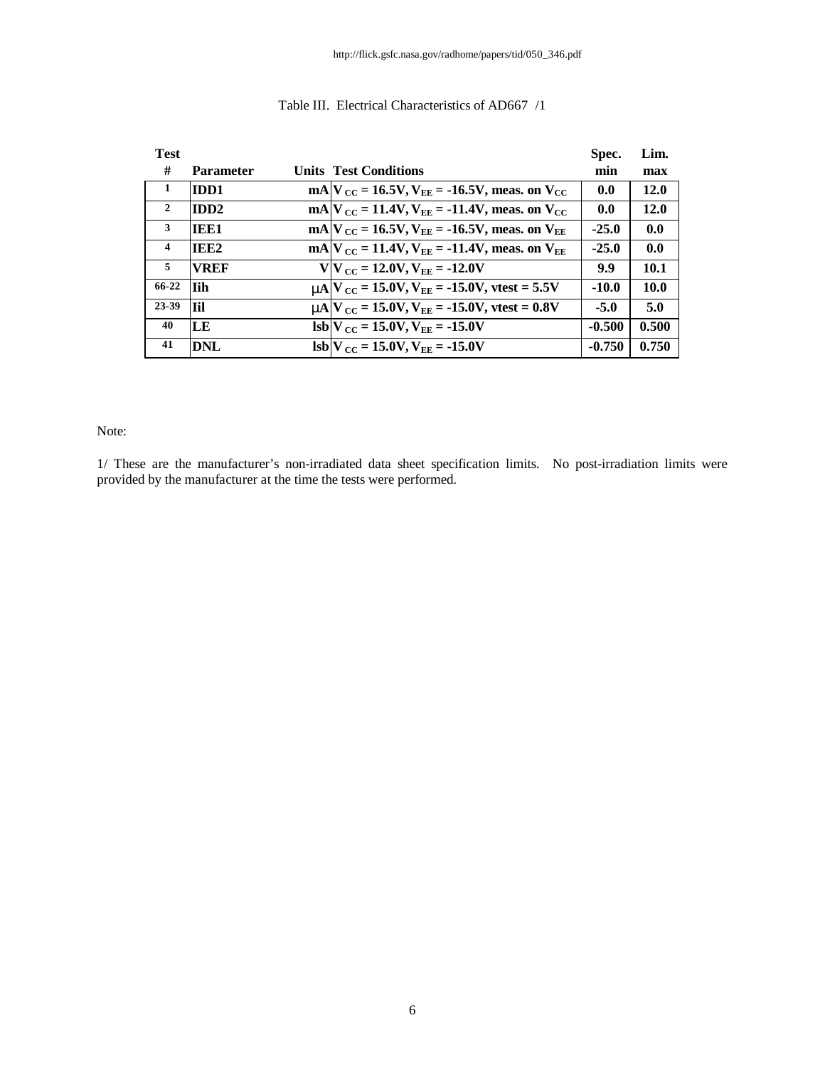http://flick.gsfc.nasa.gov/radhome/papers/tid/050_346.pdf

Table III. Electrical Characteristics of AD667 /1

| Test # | Parameter | Units | Test Conditions | Spec. min | Lim. max |
|---|---|---|---|---|---|
| 1 | IDD1 | mA | $V_{CC}$ = 16.5V, $V_{EE}$ = -16.5V, meas. on $V_{CC}$ | 0.0 | 12.0 |
| 2 | IDD2 | mA | $V_{CC}$ = 11.4V, $V_{EE}$ = -11.4V, meas. on $V_{CC}$ | 0.0 | 12.0 |
| 3 | IEE1 | mA | $V_{CC}$ = 16.5V, $V_{EE}$ = -16.5V, meas. on $V_{EE}$ | -25.0 | 0.0 |
| 4 | IEE2 | mA | $V_{CC}$ = 11.4V, $V_{EE}$ = -11.4V, meas. on $V_{EE}$ | -25.0 | 0.0 |
| 5 | VREF | V | $V_{CC}$ = 12.0V, $V_{EE}$ = -12.0V | 9.9 | 10.1 |
| 66-22 | Iih | μA | $V_{CC}$ = 15.0V, $V_{EE}$ = -15.0V, vtest = 5.5V | -10.0 | 10.0 |
| 23-39 | Iil | μA | $V_{CC}$ = 15.0V, $V_{EE}$ = -15.0V, vtest = 0.8V | -5.0 | 5.0 |
| 40 | LE | lsb | $V_{CC}$ = 15.0V, $V_{EE}$ = -15.0V | -0.500 | 0.500 |
| 41 | DNL | lsb | $V_{CC}$ = 15.0V, $V_{EE}$ = -15.0V | -0.750 | 0.750 |

Note:

1/ These are the manufacturer's non-irradiated data sheet specification limits. No post-irradiation limits were provided by the manufacturer at the time the tests were performed.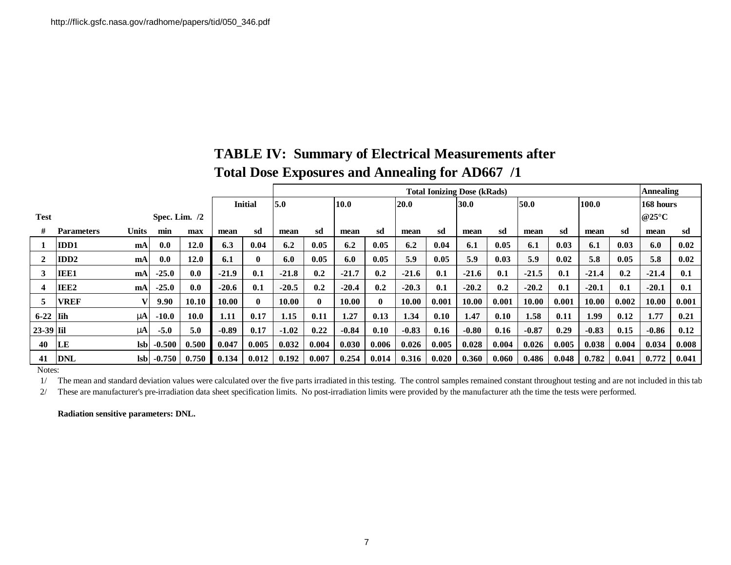http://flick.gsfc.nasa.gov/radhome/papers/tid/050_346.pdf

# TABLE IV: Summary of Electrical Measurements after Total Dose Exposures and Annealing for AD667 /1

| | | | | | | | Total Ionizing Dose (kRads) | | | | | | | | | | | | Annealing | |
|---|---|---|---|---|---|---|---|---|---|---|---|---|---|---|---|---|---|---|---|---|
| | | | | | Initial | | 5.0 | | 10.0 | | 20.0 | | 30.0 | | 50.0 | | 100.0 | | 168 hours @25°C | |
| Test | | | Spec. Lim. /2 | | | | | | | | | | | | | | | | | |
| # | Parameters | Units | min | max | mean | sd | mean | sd | mean | sd | mean | sd | mean | sd | mean | sd | mean | sd | mean | sd |
| 1 | IDD1 | mA | 0.0 | 12.0 | 6.3 | 0.04 | 6.2 | 0.05 | 6.2 | 0.05 | 6.2 | 0.04 | 6.1 | 0.05 | 6.1 | 0.03 | 6.1 | 0.03 | 6.0 | 0.02 |
| 2 | IDD2 | mA | 0.0 | 12.0 | 6.1 | 0 | 6.0 | 0.05 | 6.0 | 0.05 | 5.9 | 0.05 | 5.9 | 0.03 | 5.9 | 0.02 | 5.8 | 0.05 | 5.8 | 0.02 |
| 3 | IEE1 | mA | -25.0 | 0.0 | -21.9 | 0.1 | -21.8 | 0.2 | -21.7 | 0.2 | -21.6 | 0.1 | -21.6 | 0.1 | -21.5 | 0.1 | -21.4 | 0.2 | -21.4 | 0.1 |
| 4 | IEE2 | mA | -25.0 | 0.0 | -20.6 | 0.1 | -20.5 | 0.2 | -20.4 | 0.2 | -20.3 | 0.1 | -20.2 | 0.2 | -20.2 | 0.1 | -20.1 | 0.1 | -20.1 | 0.1 |
| 5 | VREF | V | 9.90 | 10.10 | 10.00 | 0 | 10.00 | 0 | 10.00 | 0 | 10.00 | 0.001 | 10.00 | 0.001 | 10.00 | 0.001 | 10.00 | 0.002 | 10.00 | 0.001 |
| 6-22 | Iih | µA | -10.0 | 10.0 | 1.11 | 0.17 | 1.15 | 0.11 | 1.27 | 0.13 | 1.34 | 0.10 | 1.47 | 0.10 | 1.58 | 0.11 | 1.99 | 0.12 | 1.77 | 0.21 |
| 23-39 | Iil | µA | -5.0 | 5.0 | -0.89 | 0.17 | -1.02 | 0.22 | -0.84 | 0.10 | -0.83 | 0.16 | -0.80 | 0.16 | -0.87 | 0.29 | -0.83 | 0.15 | -0.86 | 0.12 |
| 40 | LE | lsb | -0.500 | 0.500 | 0.047 | 0.005 | 0.032 | 0.004 | 0.030 | 0.006 | 0.026 | 0.005 | 0.028 | 0.004 | 0.026 | 0.005 | 0.038 | 0.004 | 0.034 | 0.008 |
| 41 | DNL | lsb | -0.750 | 0.750 | 0.134 | 0.012 | 0.192 | 0.007 | 0.254 | 0.014 | 0.316 | 0.020 | 0.360 | 0.060 | 0.486 | 0.048 | 0.782 | 0.041 | 0.772 | 0.041 |

Notes:

1/ The mean and standard deviation values were calculated over the five parts irradiated in this testing. The control samples remained constant throughout testing and are not included in this tab

2/ These are manufacturer's pre-irradiation data sheet specification limits. No post-irradiation limits were provided by the manufacturer ath the time the tests were performed.

**Radiation sensitive parameters: DNL.**